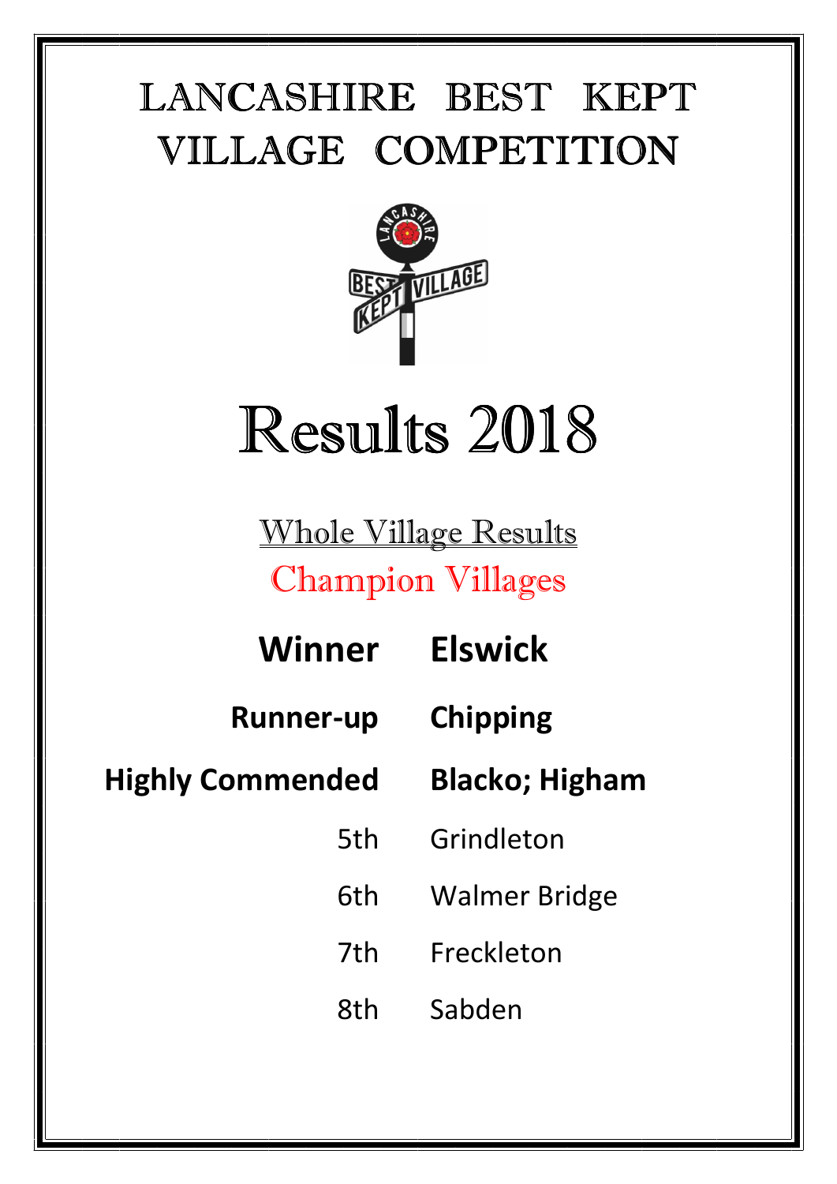# LANCASHIRE BEST KEPT VILLAGE COMPETITION

# Results 2018

## Whole Village Results

### Champion Villages

| | |
|---|---|
| **Winner** | **Elswick** |
| **Runner-up** | **Chipping** |
| **Highly Commended** | **Blacko; Higham** |
| 5th | Grindleton |
| 6th | Walmer Bridge |
| 7th | Freckleton |
| 8th | Sabden |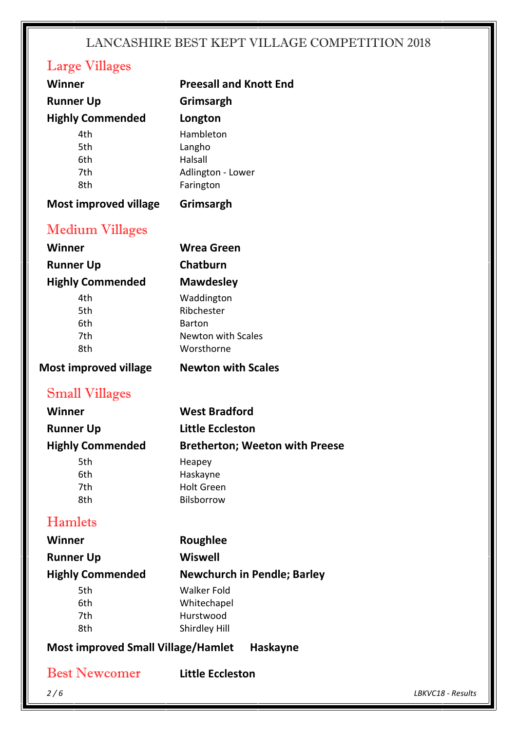# LANCASHIRE BEST KEPT VILLAGE COMPETITION 2018

## Large Villages

| | |
|---|---|
| **Winner** | **Preesall and Knott End** |
| **Runner Up** | **Grimsargh** |
| **Highly Commended** | **Longton** |
| 4th | Hambleton |
| 5th | Langho |
| 6th | Halsall |
| 7th | Adlington - Lower |
| 8th | Farington |
| **Most improved village** | **Grimsargh** |

## Medium Villages

| | |
|---|---|
| **Winner** | **Wrea Green** |
| **Runner Up** | **Chatburn** |
| **Highly Commended** | **Mawdesley** |
| 4th | Waddington |
| 5th | Ribchester |
| 6th | Barton |
| 7th | Newton with Scales |
| 8th | Worsthorne |
| **Most improved village** | **Newton with Scales** |

## Small Villages

| | |
|---|---|
| **Winner** | **West Bradford** |
| **Runner Up** | **Little Eccleston** |
| **Highly Commended** | **Bretherton; Weeton with Preese** |
| 5th | Heapey |
| 6th | Haskayne |
| 7th | Holt Green |
| 8th | Bilsborrow |

## Hamlets

| | |
|---|---|
| **Winner** | **Roughlee** |
| **Runner Up** | **Wiswell** |
| **Highly Commended** | **Newchurch in Pendle; Barley** |
| 5th | Walker Fold |
| 6th | Whitechapel |
| 7th | Hurstwood |
| 8th | Shirdley Hill |

**Most improved Small Village/Hamlet** **Haskayne**

## Best Newcomer

**Little Eccleston**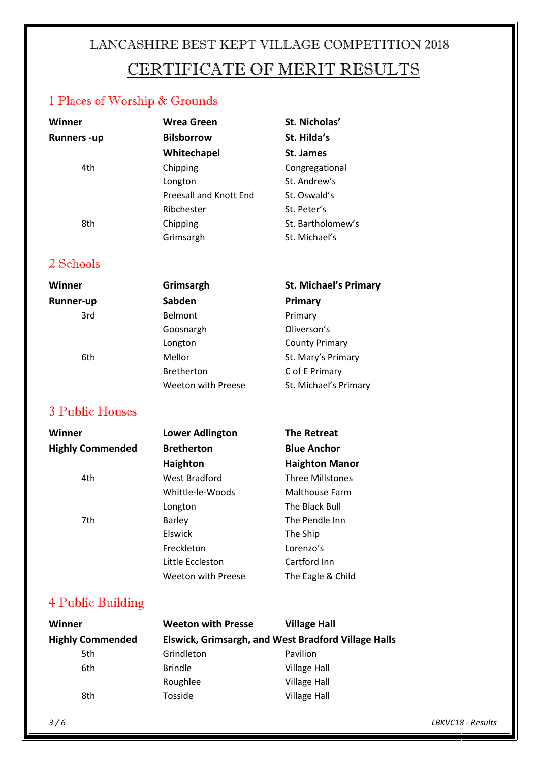# LANCASHIRE BEST KEPT VILLAGE COMPETITION 2018

## CERTIFICATE OF MERIT RESULTS

### 1 Places of Worship & Grounds

| | | |
|---|---|---|
| **Winner** | **Wrea Green** | **St. Nicholas'** |
| **Runners -up** | **Bilsborrow** | **St. Hilda's** |
| | **Whitechapel** | **St. James** |
| 4th | Chipping | Congregational |
| | Longton | St. Andrew's |
| | Preesall and Knott End | St. Oswald's |
| | Ribchester | St. Peter's |
| 8th | Chipping | St. Bartholomew's |
| | Grimsargh | St. Michael's |

### 2 Schools

| | | |
|---|---|---|
| **Winner** | **Grimsargh** | **St. Michael's Primary** |
| **Runner-up** | **Sabden** | **Primary** |
| 3rd | Belmont | Primary |
| | Goosnargh | Oliverson's |
| | Longton | County Primary |
| 6th | Mellor | St. Mary's Primary |
| | Bretherton | C of E Primary |
| | Weeton with Preese | St. Michael's Primary |

### 3 Public Houses

| | | |
|---|---|---|
| **Winner** | **Lower Adlington** | **The Retreat** |
| **Highly Commended** | **Bretherton** | **Blue Anchor** |
| | **Haighton** | **Haighton Manor** |
| 4th | West Bradford | Three Millstones |
| | Whittle-le-Woods | Malthouse Farm |
| | Longton | The Black Bull |
| 7th | Barley | The Pendle Inn |
| | Elswick | The Ship |
| | Freckleton | Lorenzo's |
| | Little Eccleston | Cartford Inn |
| | Weeton with Preese | The Eagle & Child |

### 4 Public Building

| | | |
|---|---|---|
| **Winner** | **Weeton with Presse** | **Village Hall** |
| **Highly Commended** | **Elswick, Grimsargh, and West Bradford Village Halls** | |
| 5th | Grindleton | Pavilion |
| 6th | Brindle | Village Hall |
| | Roughlee | Village Hall |
| 8th | Tosside | Village Hall |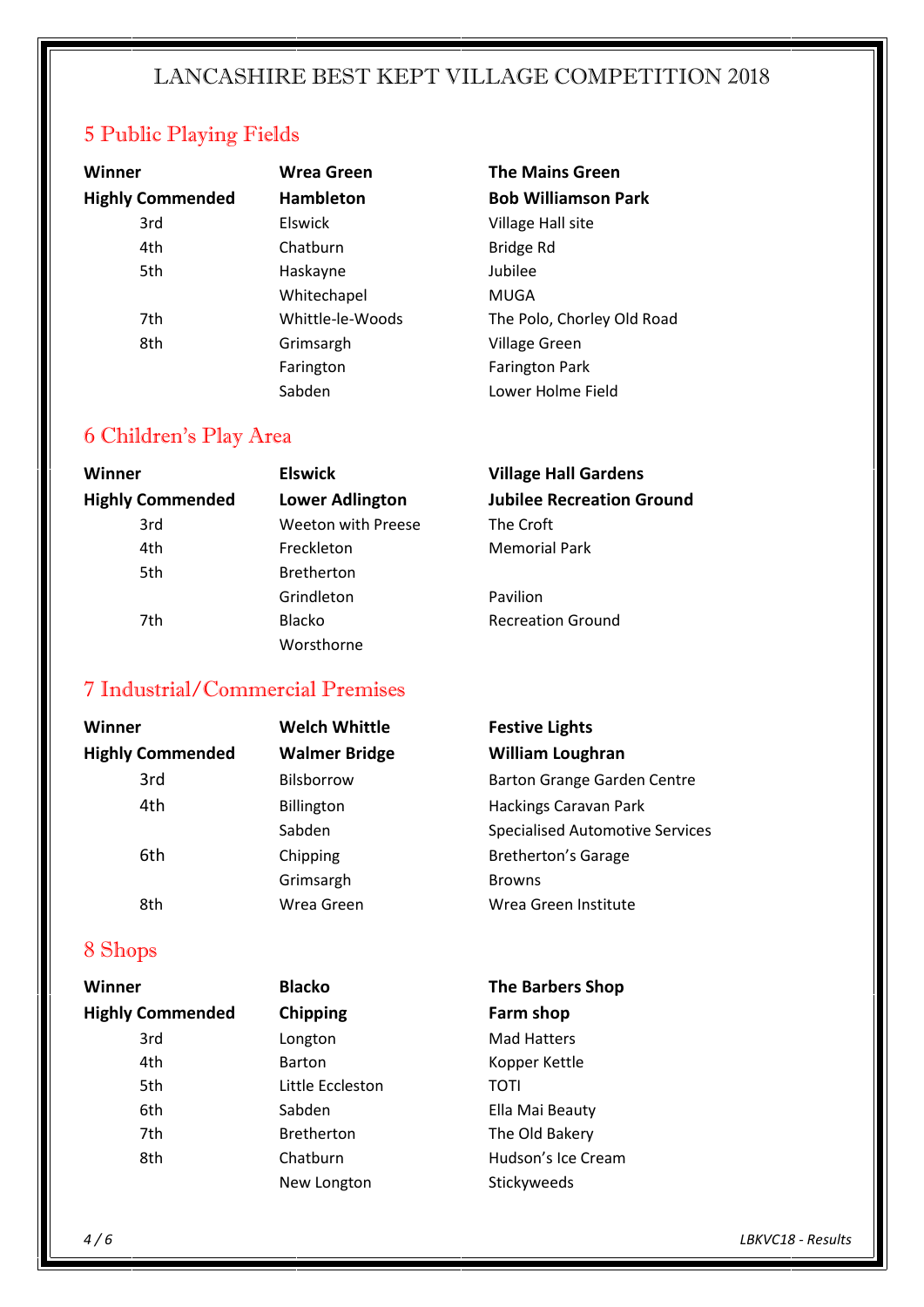# LANCASHIRE BEST KEPT VILLAGE COMPETITION 2018

## 5 Public Playing Fields

| | | |
|---|---|---|
| **Winner** | **Wrea Green** | **The Mains Green** |
| **Highly Commended** | **Hambleton** | **Bob Williamson Park** |
| 3rd | Elswick | Village Hall site |
| 4th | Chatburn | Bridge Rd |
| 5th | Haskayne | Jubilee |
| | Whitechapel | MUGA |
| 7th | Whittle-le-Woods | The Polo, Chorley Old Road |
| 8th | Grimsargh | Village Green |
| | Farington | Farington Park |
| | Sabden | Lower Holme Field |

## 6 Children's Play Area

| | | |
|---|---|---|
| **Winner** | **Elswick** | **Village Hall Gardens** |
| **Highly Commended** | **Lower Adlington** | **Jubilee Recreation Ground** |
| 3rd | Weeton with Preese | The Croft |
| 4th | Freckleton | Memorial Park |
| 5th | Bretherton | |
| | Grindleton | Pavilion |
| 7th | Blacko | Recreation Ground |
| | Worsthorne | |

## 7 Industrial/Commercial Premises

| | | |
|---|---|---|
| **Winner** | **Welch Whittle** | **Festive Lights** |
| **Highly Commended** | **Walmer Bridge** | **William Loughran** |
| 3rd | Bilsborrow | Barton Grange Garden Centre |
| 4th | Billington | Hackings Caravan Park |
| | Sabden | Specialised Automotive Services |
| 6th | Chipping | Bretherton's Garage |
| | Grimsargh | Browns |
| 8th | Wrea Green | Wrea Green Institute |

## 8 Shops

| | | |
|---|---|---|
| **Winner** | **Blacko** | **The Barbers Shop** |
| **Highly Commended** | **Chipping** | **Farm shop** |
| 3rd | Longton | Mad Hatters |
| 4th | Barton | Kopper Kettle |
| 5th | Little Eccleston | TOTI |
| 6th | Sabden | Ella Mai Beauty |
| 7th | Bretherton | The Old Bakery |
| 8th | Chatburn | Hudson's Ice Cream |
| | New Longton | Stickyweeds |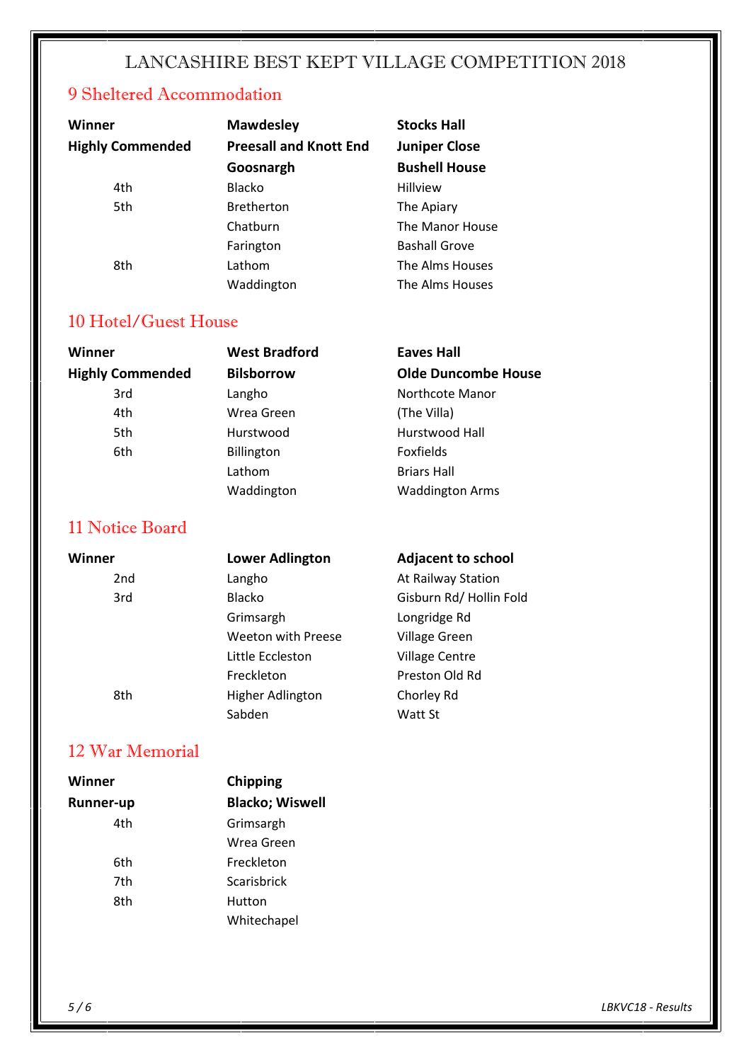# LANCASHIRE BEST KEPT VILLAGE COMPETITION 2018

## 9 Sheltered Accommodation

| | | |
|---|---|---|
| **Winner** | **Mawdesley** | **Stocks Hall** |
| **Highly Commended** | **Preesall and Knott End** | **Juniper Close** |
| | **Goosnargh** | **Bushell House** |
| 4th | Blacko | Hillview |
| 5th | Bretherton | The Apiary |
| | Chatburn | The Manor House |
| | Farington | Bashall Grove |
| 8th | Lathom | The Alms Houses |
| | Waddington | The Alms Houses |

## 10 Hotel/Guest House

| | | |
|---|---|---|
| **Winner** | **West Bradford** | **Eaves Hall** |
| **Highly Commended** | **Bilsborrow** | **Olde Duncombe House** |
| 3rd | Langho | Northcote Manor |
| 4th | Wrea Green | (The Villa) |
| 5th | Hurstwood | Hurstwood Hall |
| 6th | Billington | Foxfields |
| | Lathom | Briars Hall |
| | Waddington | Waddington Arms |

## 11 Notice Board

| | | |
|---|---|---|
| **Winner** | **Lower Adlington** | **Adjacent to school** |
| 2nd | Langho | At Railway Station |
| 3rd | Blacko | Gisburn Rd/ Hollin Fold |
| | Grimsargh | Longridge Rd |
| | Weeton with Preese | Village Green |
| | Little Eccleston | Village Centre |
| | Freckleton | Preston Old Rd |
| 8th | Higher Adlington | Chorley Rd |
| | Sabden | Watt St |

## 12 War Memorial

| | |
|---|---|
| **Winner** | **Chipping** |
| **Runner-up** | **Blacko; Wiswell** |
| 4th | Grimsargh |
| | Wrea Green |
| 6th | Freckleton |
| 7th | Scarisbrick |
| 8th | Hutton |
| | Whitechapel |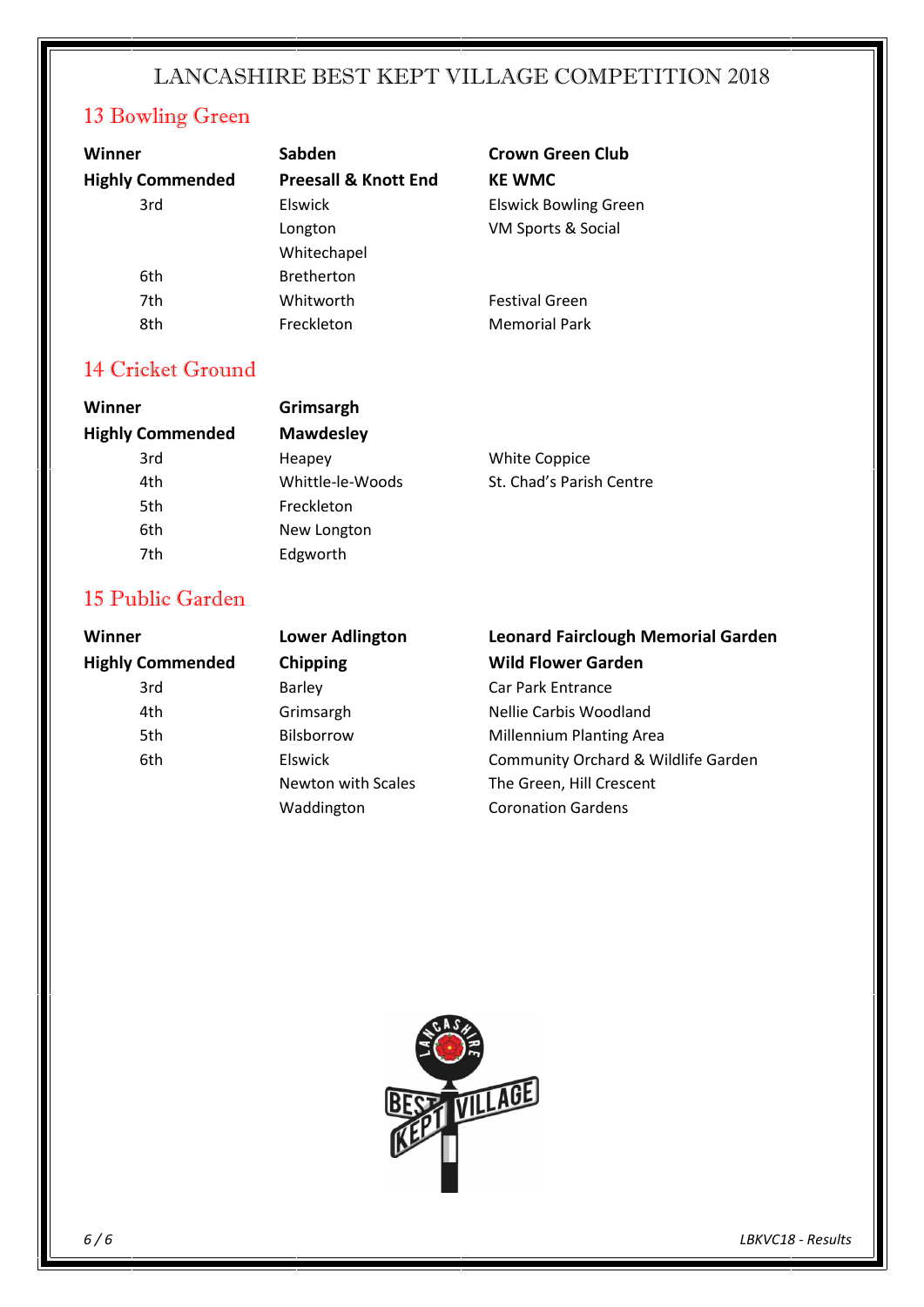LANCASHIRE BEST KEPT VILLAGE COMPETITION 2018

## 13 Bowling Green

| | | |
|---|---|---|
| **Winner** | **Sabden** | **Crown Green Club** |
| **Highly Commended** | **Preesall & Knott End** | **KE WMC** |
| 3rd | Elswick | Elswick Bowling Green |
| | Longton | VM Sports & Social |
| | Whitechapel | |
| 6th | Bretherton | |
| 7th | Whitworth | Festival Green |
| 8th | Freckleton | Memorial Park |

## 14 Cricket Ground

| | | |
|---|---|---|
| **Winner** | **Grimsargh** | |
| **Highly Commended** | **Mawdesley** | |
| 3rd | Heapey | White Coppice |
| 4th | Whittle-le-Woods | St. Chad's Parish Centre |
| 5th | Freckleton | |
| 6th | New Longton | |
| 7th | Edgworth | |

## 15 Public Garden

| | | |
|---|---|---|
| **Winner** | **Lower Adlington** | **Leonard Fairclough Memorial Garden** |
| **Highly Commended** | **Chipping** | **Wild Flower Garden** |
| 3rd | Barley | Car Park Entrance |
| 4th | Grimsargh | Nellie Carbis Woodland |
| 5th | Bilsborrow | Millennium Planting Area |
| 6th | Elswick | Community Orchard & Wildlife Garden |
| | Newton with Scales | The Green, Hill Crescent |
| | Waddington | Coronation Gardens |